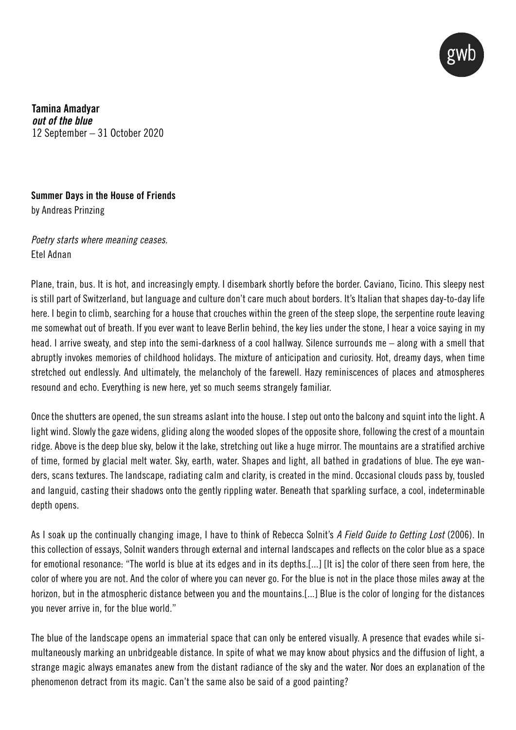**Tamina Amadyar**
***out of the blue***
12 September – 31 October 2020

**Summer Days in the House of Friends**
by Andreas Prinzing

*Poetry starts where meaning ceases.*
Etel Adnan

Plane, train, bus. It is hot, and increasingly empty. I disembark shortly before the border. Caviano, Ticino. This sleepy nest is still part of Switzerland, but language and culture don't care much about borders. It's Italian that shapes day-to-day life here. I begin to climb, searching for a house that crouches within the green of the steep slope, the serpentine route leaving me somewhat out of breath. If you ever want to leave Berlin behind, the key lies under the stone, I hear a voice saying in my head. I arrive sweaty, and step into the semi-darkness of a cool hallway. Silence surrounds me – along with a smell that abruptly invokes memories of childhood holidays. The mixture of anticipation and curiosity. Hot, dreamy days, when time stretched out endlessly. And ultimately, the melancholy of the farewell. Hazy reminiscences of places and atmospheres resound and echo. Everything is new here, yet so much seems strangely familiar.

Once the shutters are opened, the sun streams aslant into the house. I step out onto the balcony and squint into the light. A light wind. Slowly the gaze widens, gliding along the wooded slopes of the opposite shore, following the crest of a mountain ridge. Above is the deep blue sky, below it the lake, stretching out like a huge mirror. The mountains are a stratified archive of time, formed by glacial melt water. Sky, earth, water. Shapes and light, all bathed in gradations of blue. The eye wanders, scans textures. The landscape, radiating calm and clarity, is created in the mind. Occasional clouds pass by, tousled and languid, casting their shadows onto the gently rippling water. Beneath that sparkling surface, a cool, indeterminable depth opens.

As I soak up the continually changing image, I have to think of Rebecca Solnit's *A Field Guide to Getting Lost* (2006). In this collection of essays, Solnit wanders through external and internal landscapes and reflects on the color blue as a space for emotional resonance: "The world is blue at its edges and in its depths.[...] [It is] the color of there seen from here, the color of where you are not. And the color of where you can never go. For the blue is not in the place those miles away at the horizon, but in the atmospheric distance between you and the mountains.[...] Blue is the color of longing for the distances you never arrive in, for the blue world."

The blue of the landscape opens an immaterial space that can only be entered visually. A presence that evades while simultaneously marking an unbridgeable distance. In spite of what we may know about physics and the diffusion of light, a strange magic always emanates anew from the distant radiance of the sky and the water. Nor does an explanation of the phenomenon detract from its magic. Can't the same also be said of a good painting?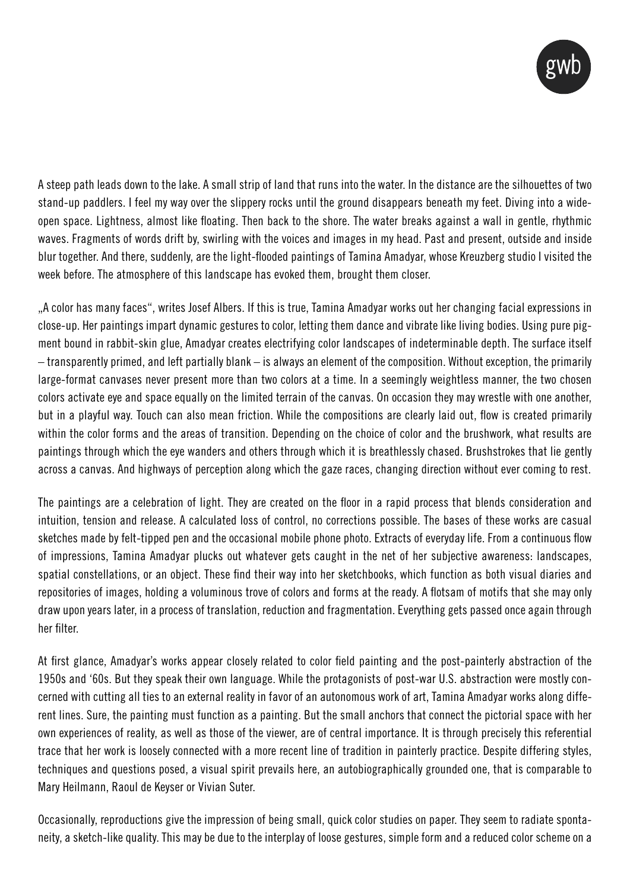A steep path leads down to the lake. A small strip of land that runs into the water. In the distance are the silhouettes of two stand-up paddlers. I feel my way over the slippery rocks until the ground disappears beneath my feet. Diving into a wide-open space. Lightness, almost like floating. Then back to the shore. The water breaks against a wall in gentle, rhythmic waves. Fragments of words drift by, swirling with the voices and images in my head. Past and present, outside and inside blur together. And there, suddenly, are the light-flooded paintings of Tamina Amadyar, whose Kreuzberg studio I visited the week before. The atmosphere of this landscape has evoked them, brought them closer.

„A color has many faces", writes Josef Albers. If this is true, Tamina Amadyar works out her changing facial expressions in close-up. Her paintings impart dynamic gestures to color, letting them dance and vibrate like living bodies. Using pure pigment bound in rabbit-skin glue, Amadyar creates electrifying color landscapes of indeterminable depth. The surface itself – transparently primed, and left partially blank – is always an element of the composition. Without exception, the primarily large-format canvases never present more than two colors at a time. In a seemingly weightless manner, the two chosen colors activate eye and space equally on the limited terrain of the canvas. On occasion they may wrestle with one another, but in a playful way. Touch can also mean friction. While the compositions are clearly laid out, flow is created primarily within the color forms and the areas of transition. Depending on the choice of color and the brushwork, what results are paintings through which the eye wanders and others through which it is breathlessly chased. Brushstrokes that lie gently across a canvas. And highways of perception along which the gaze races, changing direction without ever coming to rest.

The paintings are a celebration of light. They are created on the floor in a rapid process that blends consideration and intuition, tension and release. A calculated loss of control, no corrections possible. The bases of these works are casual sketches made by felt-tipped pen and the occasional mobile phone photo. Extracts of everyday life. From a continuous flow of impressions, Tamina Amadyar plucks out whatever gets caught in the net of her subjective awareness: landscapes, spatial constellations, or an object. These find their way into her sketchbooks, which function as both visual diaries and repositories of images, holding a voluminous trove of colors and forms at the ready. A flotsam of motifs that she may only draw upon years later, in a process of translation, reduction and fragmentation. Everything gets passed once again through her filter.

At first glance, Amadyar's works appear closely related to color field painting and the post-painterly abstraction of the 1950s and '60s. But they speak their own language. While the protagonists of post-war U.S. abstraction were mostly concerned with cutting all ties to an external reality in favor of an autonomous work of art, Tamina Amadyar works along different lines. Sure, the painting must function as a painting. But the small anchors that connect the pictorial space with her own experiences of reality, as well as those of the viewer, are of central importance. It is through precisely this referential trace that her work is loosely connected with a more recent line of tradition in painterly practice. Despite differing styles, techniques and questions posed, a visual spirit prevails here, an autobiographically grounded one, that is comparable to Mary Heilmann, Raoul de Keyser or Vivian Suter.

Occasionally, reproductions give the impression of being small, quick color studies on paper. They seem to radiate spontaneity, a sketch-like quality. This may be due to the interplay of loose gestures, simple form and a reduced color scheme on a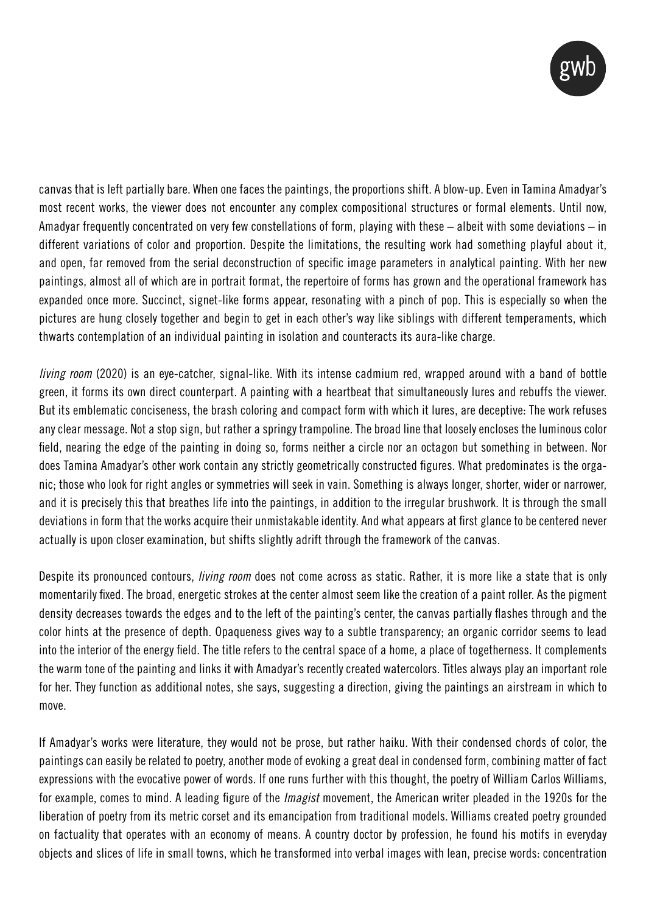canvas that is left partially bare. When one faces the paintings, the proportions shift. A blow-up. Even in Tamina Amadyar's most recent works, the viewer does not encounter any complex compositional structures or formal elements. Until now, Amadyar frequently concentrated on very few constellations of form, playing with these – albeit with some deviations – in different variations of color and proportion. Despite the limitations, the resulting work had something playful about it, and open, far removed from the serial deconstruction of specific image parameters in analytical painting. With her new paintings, almost all of which are in portrait format, the repertoire of forms has grown and the operational framework has expanded once more. Succinct, signet-like forms appear, resonating with a pinch of pop. This is especially so when the pictures are hung closely together and begin to get in each other's way like siblings with different temperaments, which thwarts contemplation of an individual painting in isolation and counteracts its aura-like charge.

*living room* (2020) is an eye-catcher, signal-like. With its intense cadmium red, wrapped around with a band of bottle green, it forms its own direct counterpart. A painting with a heartbeat that simultaneously lures and rebuffs the viewer. But its emblematic conciseness, the brash coloring and compact form with which it lures, are deceptive: The work refuses any clear message. Not a stop sign, but rather a springy trampoline. The broad line that loosely encloses the luminous color field, nearing the edge of the painting in doing so, forms neither a circle nor an octagon but something in between. Nor does Tamina Amadyar's other work contain any strictly geometrically constructed figures. What predominates is the organic; those who look for right angles or symmetries will seek in vain. Something is always longer, shorter, wider or narrower, and it is precisely this that breathes life into the paintings, in addition to the irregular brushwork. It is through the small deviations in form that the works acquire their unmistakable identity. And what appears at first glance to be centered never actually is upon closer examination, but shifts slightly adrift through the framework of the canvas.

Despite its pronounced contours, *living room* does not come across as static. Rather, it is more like a state that is only momentarily fixed. The broad, energetic strokes at the center almost seem like the creation of a paint roller. As the pigment density decreases towards the edges and to the left of the painting's center, the canvas partially flashes through and the color hints at the presence of depth. Opaqueness gives way to a subtle transparency; an organic corridor seems to lead into the interior of the energy field. The title refers to the central space of a home, a place of togetherness. It complements the warm tone of the painting and links it with Amadyar's recently created watercolors. Titles always play an important role for her. They function as additional notes, she says, suggesting a direction, giving the paintings an airstream in which to move.

If Amadyar's works were literature, they would not be prose, but rather haiku. With their condensed chords of color, the paintings can easily be related to poetry, another mode of evoking a great deal in condensed form, combining matter of fact expressions with the evocative power of words. If one runs further with this thought, the poetry of William Carlos Williams, for example, comes to mind. A leading figure of the *Imagist* movement, the American writer pleaded in the 1920s for the liberation of poetry from its metric corset and its emancipation from traditional models. Williams created poetry grounded on factuality that operates with an economy of means. A country doctor by profession, he found his motifs in everyday objects and slices of life in small towns, which he transformed into verbal images with lean, precise words: concentration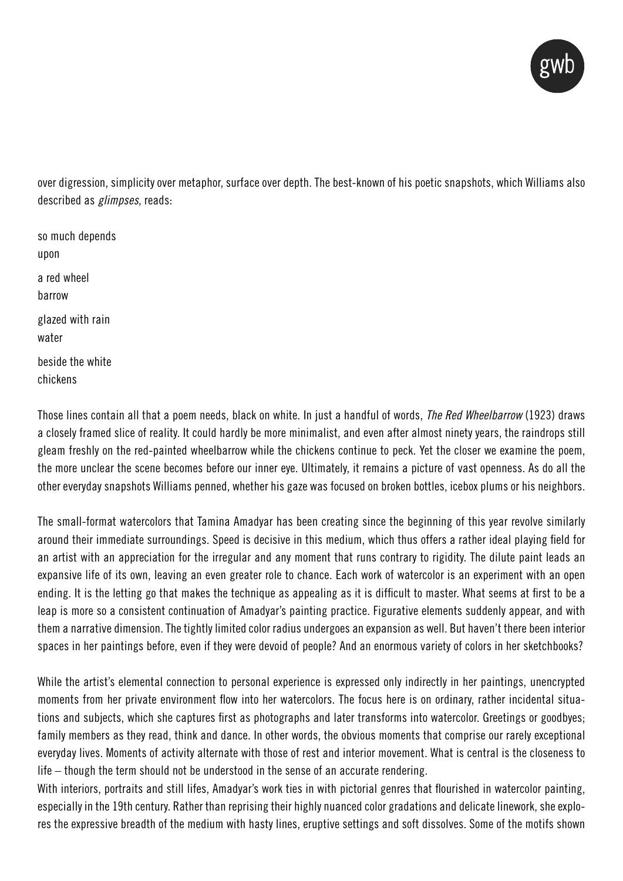over digression, simplicity over metaphor, surface over depth. The best-known of his poetic snapshots, which Williams also described as *glimpses*, reads:

so much depends
upon

a red wheel
barrow

glazed with rain
water

beside the white
chickens

Those lines contain all that a poem needs, black on white. In just a handful of words, *The Red Wheelbarrow* (1923) draws a closely framed slice of reality. It could hardly be more minimalist, and even after almost ninety years, the raindrops still gleam freshly on the red-painted wheelbarrow while the chickens continue to peck. Yet the closer we examine the poem, the more unclear the scene becomes before our inner eye. Ultimately, it remains a picture of vast openness. As do all the other everyday snapshots Williams penned, whether his gaze was focused on broken bottles, icebox plums or his neighbors.

The small-format watercolors that Tamina Amadyar has been creating since the beginning of this year revolve similarly around their immediate surroundings. Speed is decisive in this medium, which thus offers a rather ideal playing field for an artist with an appreciation for the irregular and any moment that runs contrary to rigidity. The dilute paint leads an expansive life of its own, leaving an even greater role to chance. Each work of watercolor is an experiment with an open ending. It is the letting go that makes the technique as appealing as it is difficult to master. What seems at first to be a leap is more so a consistent continuation of Amadyar's painting practice. Figurative elements suddenly appear, and with them a narrative dimension. The tightly limited color radius undergoes an expansion as well. But haven't there been interior spaces in her paintings before, even if they were devoid of people? And an enormous variety of colors in her sketchbooks?

While the artist's elemental connection to personal experience is expressed only indirectly in her paintings, unencrypted moments from her private environment flow into her watercolors. The focus here is on ordinary, rather incidental situations and subjects, which she captures first as photographs and later transforms into watercolor. Greetings or goodbyes; family members as they read, think and dance. In other words, the obvious moments that comprise our rarely exceptional everyday lives. Moments of activity alternate with those of rest and interior movement. What is central is the closeness to life – though the term should not be understood in the sense of an accurate rendering.

With interiors, portraits and still lifes, Amadyar's work ties in with pictorial genres that flourished in watercolor painting, especially in the 19th century. Rather than reprising their highly nuanced color gradations and delicate linework, she explores the expressive breadth of the medium with hasty lines, eruptive settings and soft dissolves. Some of the motifs shown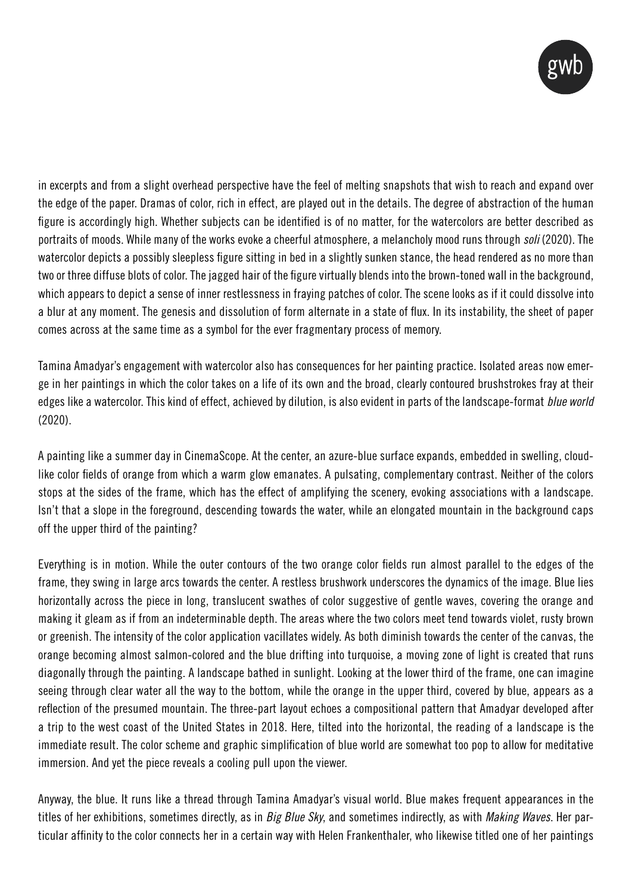in excerpts and from a slight overhead perspective have the feel of melting snapshots that wish to reach and expand over the edge of the paper. Dramas of color, rich in effect, are played out in the details. The degree of abstraction of the human figure is accordingly high. Whether subjects can be identified is of no matter, for the watercolors are better described as portraits of moods. While many of the works evoke a cheerful atmosphere, a melancholy mood runs through *soli* (2020). The watercolor depicts a possibly sleepless figure sitting in bed in a slightly sunken stance, the head rendered as no more than two or three diffuse blots of color. The jagged hair of the figure virtually blends into the brown-toned wall in the background, which appears to depict a sense of inner restlessness in fraying patches of color. The scene looks as if it could dissolve into a blur at any moment. The genesis and dissolution of form alternate in a state of flux. In its instability, the sheet of paper comes across at the same time as a symbol for the ever fragmentary process of memory.

Tamina Amadyar's engagement with watercolor also has consequences for her painting practice. Isolated areas now emerge in her paintings in which the color takes on a life of its own and the broad, clearly contoured brushstrokes fray at their edges like a watercolor. This kind of effect, achieved by dilution, is also evident in parts of the landscape-format *blue world* (2020).

A painting like a summer day in CinemaScope. At the center, an azure-blue surface expands, embedded in swelling, cloud-like color fields of orange from which a warm glow emanates. A pulsating, complementary contrast. Neither of the colors stops at the sides of the frame, which has the effect of amplifying the scenery, evoking associations with a landscape. Isn't that a slope in the foreground, descending towards the water, while an elongated mountain in the background caps off the upper third of the painting?

Everything is in motion. While the outer contours of the two orange color fields run almost parallel to the edges of the frame, they swing in large arcs towards the center. A restless brushwork underscores the dynamics of the image. Blue lies horizontally across the piece in long, translucent swathes of color suggestive of gentle waves, covering the orange and making it gleam as if from an indeterminable depth. The areas where the two colors meet tend towards violet, rusty brown or greenish. The intensity of the color application vacillates widely. As both diminish towards the center of the canvas, the orange becoming almost salmon-colored and the blue drifting into turquoise, a moving zone of light is created that runs diagonally through the painting. A landscape bathed in sunlight. Looking at the lower third of the frame, one can imagine seeing through clear water all the way to the bottom, while the orange in the upper third, covered by blue, appears as a reflection of the presumed mountain. The three-part layout echoes a compositional pattern that Amadyar developed after a trip to the west coast of the United States in 2018. Here, tilted into the horizontal, the reading of a landscape is the immediate result. The color scheme and graphic simplification of blue world are somewhat too pop to allow for meditative immersion. And yet the piece reveals a cooling pull upon the viewer.

Anyway, the blue. It runs like a thread through Tamina Amadyar's visual world. Blue makes frequent appearances in the titles of her exhibitions, sometimes directly, as in *Big Blue Sky*, and sometimes indirectly, as with *Making Waves*. Her particular affinity to the color connects her in a certain way with Helen Frankenthaler, who likewise titled one of her paintings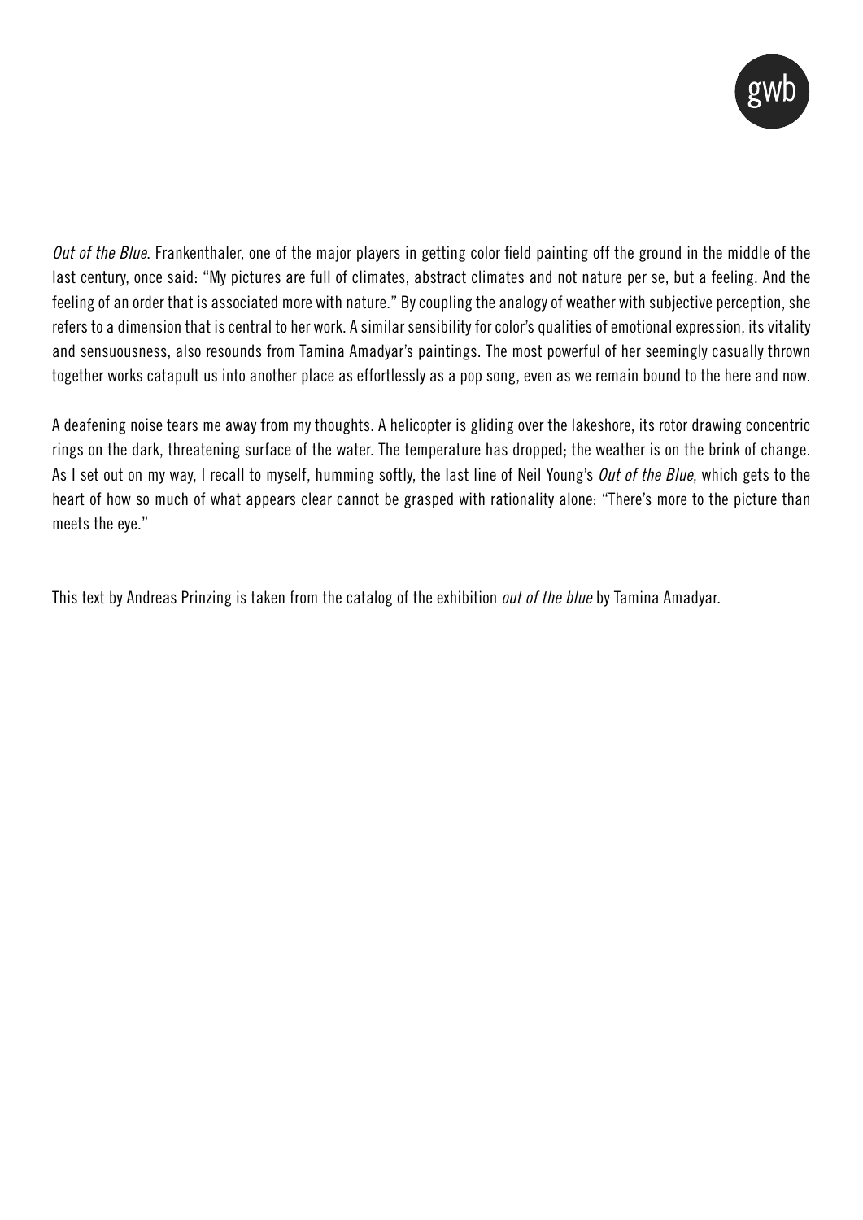*Out of the Blue*. Frankenthaler, one of the major players in getting color field painting off the ground in the middle of the last century, once said: "My pictures are full of climates, abstract climates and not nature per se, but a feeling. And the feeling of an order that is associated more with nature." By coupling the analogy of weather with subjective perception, she refers to a dimension that is central to her work. A similar sensibility for color's qualities of emotional expression, its vitality and sensuousness, also resounds from Tamina Amadyar's paintings. The most powerful of her seemingly casually thrown together works catapult us into another place as effortlessly as a pop song, even as we remain bound to the here and now.

A deafening noise tears me away from my thoughts. A helicopter is gliding over the lakeshore, its rotor drawing concentric rings on the dark, threatening surface of the water. The temperature has dropped; the weather is on the brink of change. As I set out on my way, I recall to myself, humming softly, the last line of Neil Young's *Out of the Blue*, which gets to the heart of how so much of what appears clear cannot be grasped with rationality alone: "There's more to the picture than meets the eye."

This text by Andreas Prinzing is taken from the catalog of the exhibition *out of the blue* by Tamina Amadyar.